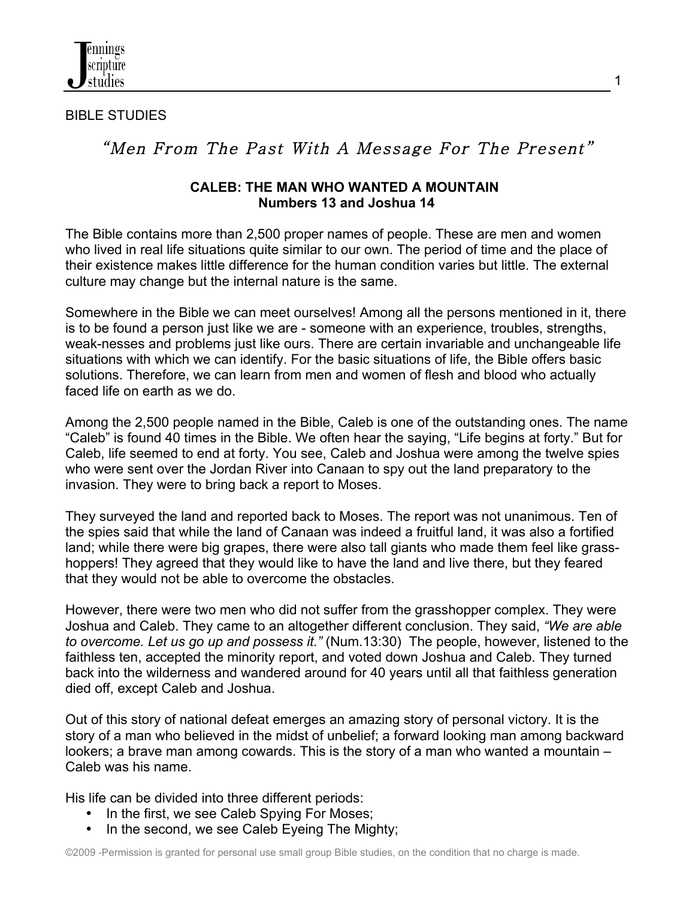BIBLE STUDIES

## *"Men From The Past With A Message For The Present"*

### CALEB: THE MAN WHO WANTED A MOUNTAIN
**Numbers 13 and Joshua 14**

The Bible contains more than 2,500 proper names of people. These are men and women who lived in real life situations quite similar to our own. The period of time and the place of their existence makes little difference for the human condition varies but little. The external culture may change but the internal nature is the same.

Somewhere in the Bible we can meet ourselves! Among all the persons mentioned in it, there is to be found a person just like we are - someone with an experience, troubles, strengths, weak-nesses and problems just like ours. There are certain invariable and unchangeable life situations with which we can identify. For the basic situations of life, the Bible offers basic solutions. Therefore, we can learn from men and women of flesh and blood who actually faced life on earth as we do.

Among the 2,500 people named in the Bible, Caleb is one of the outstanding ones. The name "Caleb" is found 40 times in the Bible. We often hear the saying, "Life begins at forty." But for Caleb, life seemed to end at forty. You see, Caleb and Joshua were among the twelve spies who were sent over the Jordan River into Canaan to spy out the land preparatory to the invasion. They were to bring back a report to Moses.

They surveyed the land and reported back to Moses. The report was not unanimous. Ten of the spies said that while the land of Canaan was indeed a fruitful land, it was also a fortified land; while there were big grapes, there were also tall giants who made them feel like grass-hoppers! They agreed that they would like to have the land and live there, but they feared that they would not be able to overcome the obstacles.

However, there were two men who did not suffer from the grasshopper complex. They were Joshua and Caleb. They came to an altogether different conclusion. They said, *"We are able to overcome. Let us go up and possess it."* (Num.13:30) The people, however, listened to the faithless ten, accepted the minority report, and voted down Joshua and Caleb. They turned back into the wilderness and wandered around for 40 years until all that faithless generation died off, except Caleb and Joshua.

Out of this story of national defeat emerges an amazing story of personal victory. It is the story of a man who believed in the midst of unbelief; a forward looking man among backward lookers; a brave man among cowards. This is the story of a man who wanted a mountain – Caleb was his name.

His life can be divided into three different periods:

- In the first, we see Caleb Spying For Moses;
- In the second, we see Caleb Eyeing The Mighty;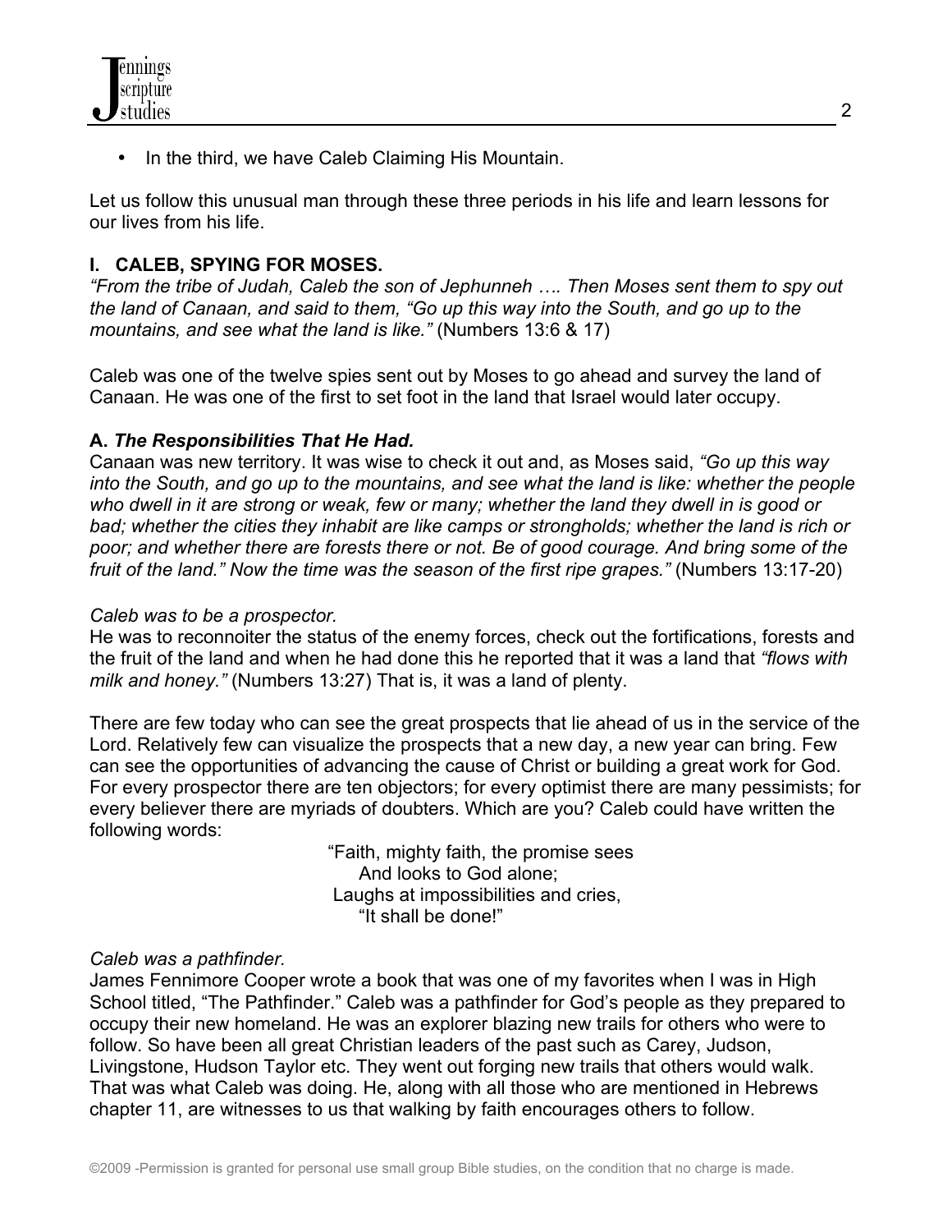- In the third, we have Caleb Claiming His Mountain.

Let us follow this unusual man through these three periods in his life and learn lessons for our lives from his life.

## I. CALEB, SPYING FOR MOSES.

*"From the tribe of Judah, Caleb the son of Jephunneh …. Then Moses sent them to spy out the land of Canaan, and said to them, "Go up this way into the South, and go up to the mountains, and see what the land is like."* (Numbers 13:6 & 17)

Caleb was one of the twelve spies sent out by Moses to go ahead and survey the land of Canaan. He was one of the first to set foot in the land that Israel would later occupy.

### A. *The Responsibilities That He Had.*

Canaan was new territory. It was wise to check it out and, as Moses said, *"Go up this way into the South, and go up to the mountains, and see what the land is like: whether the people who dwell in it are strong or weak, few or many; whether the land they dwell in is good or bad; whether the cities they inhabit are like camps or strongholds; whether the land is rich or poor; and whether there are forests there or not. Be of good courage. And bring some of the fruit of the land." Now the time was the season of the first ripe grapes."* (Numbers 13:17-20)

*Caleb was to be a prospector.*
He was to reconnoiter the status of the enemy forces, check out the fortifications, forests and the fruit of the land and when he had done this he reported that it was a land that *"flows with milk and honey."* (Numbers 13:27) That is, it was a land of plenty.

There are few today who can see the great prospects that lie ahead of us in the service of the Lord. Relatively few can visualize the prospects that a new day, a new year can bring. Few can see the opportunities of advancing the cause of Christ or building a great work for God. For every prospector there are ten objectors; for every optimist there are many pessimists; for every believer there are myriads of doubters. Which are you? Caleb could have written the following words:

> "Faith, mighty faith, the promise sees
> And looks to God alone;
> Laughs at impossibilities and cries,
> "It shall be done!"

*Caleb was a pathfinder.*
James Fennimore Cooper wrote a book that was one of my favorites when I was in High School titled, "The Pathfinder." Caleb was a pathfinder for God's people as they prepared to occupy their new homeland. He was an explorer blazing new trails for others who were to follow. So have been all great Christian leaders of the past such as Carey, Judson, Livingstone, Hudson Taylor etc. They went out forging new trails that others would walk. That was what Caleb was doing. He, along with all those who are mentioned in Hebrews chapter 11, are witnesses to us that walking by faith encourages others to follow.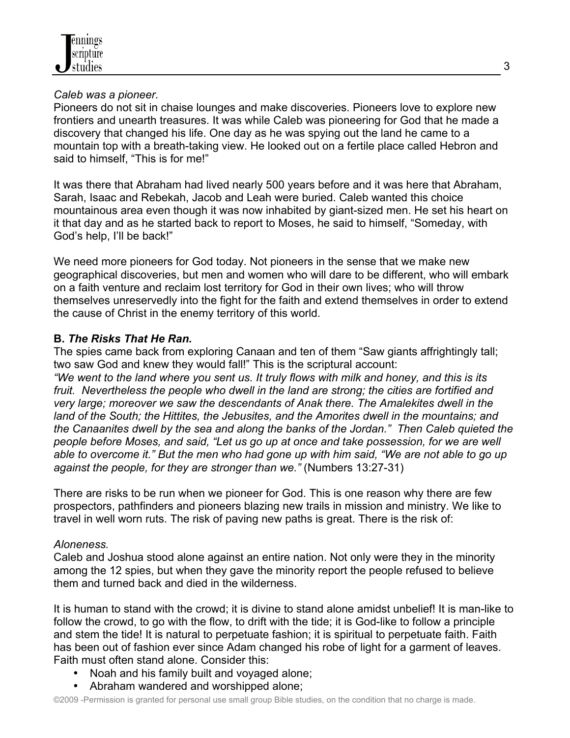*Caleb was a pioneer.*
Pioneers do not sit in chaise lounges and make discoveries. Pioneers love to explore new frontiers and unearth treasures. It was while Caleb was pioneering for God that he made a discovery that changed his life. One day as he was spying out the land he came to a mountain top with a breath-taking view. He looked out on a fertile place called Hebron and said to himself, "This is for me!"

It was there that Abraham had lived nearly 500 years before and it was here that Abraham, Sarah, Isaac and Rebekah, Jacob and Leah were buried. Caleb wanted this choice mountainous area even though it was now inhabited by giant-sized men. He set his heart on it that day and as he started back to report to Moses, he said to himself, "Someday, with God's help, I'll be back!"

We need more pioneers for God today. Not pioneers in the sense that we make new geographical discoveries, but men and women who will dare to be different, who will embark on a faith venture and reclaim lost territory for God in their own lives; who will throw themselves unreservedly into the fight for the faith and extend themselves in order to extend the cause of Christ in the enemy territory of this world.

**B. *The Risks That He Ran.***
The spies came back from exploring Canaan and ten of them "Saw giants affrightingly tall; two saw God and knew they would fall!" This is the scriptural account:
*"We went to the land where you sent us. It truly flows with milk and honey, and this is its fruit. Nevertheless the people who dwell in the land are strong; the cities are fortified and very large; moreover we saw the descendants of Anak there. The Amalekites dwell in the land of the South; the Hittites, the Jebusites, and the Amorites dwell in the mountains; and the Canaanites dwell by the sea and along the banks of the Jordan." Then Caleb quieted the people before Moses, and said, "Let us go up at once and take possession, for we are well able to overcome it." But the men who had gone up with him said, "We are not able to go up against the people, for they are stronger than we."* (Numbers 13:27-31)

There are risks to be run when we pioneer for God. This is one reason why there are few prospectors, pathfinders and pioneers blazing new trails in mission and ministry. We like to travel in well worn ruts. The risk of paving new paths is great. There is the risk of:

*Aloneness.*
Caleb and Joshua stood alone against an entire nation. Not only were they in the minority among the 12 spies, but when they gave the minority report the people refused to believe them and turned back and died in the wilderness.

It is human to stand with the crowd; it is divine to stand alone amidst unbelief! It is man-like to follow the crowd, to go with the flow, to drift with the tide; it is God-like to follow a principle and stem the tide! It is natural to perpetuate fashion; it is spiritual to perpetuate faith. Faith has been out of fashion ever since Adam changed his robe of light for a garment of leaves. Faith must often stand alone. Consider this:

- Noah and his family built and voyaged alone;
- Abraham wandered and worshipped alone;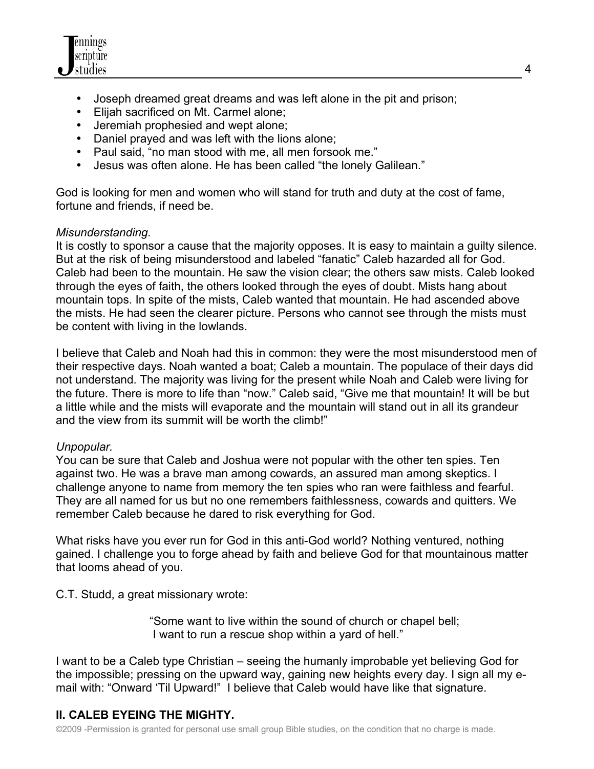- Joseph dreamed great dreams and was left alone in the pit and prison;
- Elijah sacrificed on Mt. Carmel alone;
- Jeremiah prophesied and wept alone;
- Daniel prayed and was left with the lions alone;
- Paul said, "no man stood with me, all men forsook me."
- Jesus was often alone. He has been called "the lonely Galilean."

God is looking for men and women who will stand for truth and duty at the cost of fame, fortune and friends, if need be.

*Misunderstanding.*
It is costly to sponsor a cause that the majority opposes. It is easy to maintain a guilty silence. But at the risk of being misunderstood and labeled "fanatic" Caleb hazarded all for God. Caleb had been to the mountain. He saw the vision clear; the others saw mists. Caleb looked through the eyes of faith, the others looked through the eyes of doubt. Mists hang about mountain tops. In spite of the mists, Caleb wanted that mountain. He had ascended above the mists. He had seen the clearer picture. Persons who cannot see through the mists must be content with living in the lowlands.

I believe that Caleb and Noah had this in common: they were the most misunderstood men of their respective days. Noah wanted a boat; Caleb a mountain. The populace of their days did not understand. The majority was living for the present while Noah and Caleb were living for the future. There is more to life than "now." Caleb said, "Give me that mountain! It will be but a little while and the mists will evaporate and the mountain will stand out in all its grandeur and the view from its summit will be worth the climb!"

*Unpopular.*
You can be sure that Caleb and Joshua were not popular with the other ten spies. Ten against two. He was a brave man among cowards, an assured man among skeptics. I challenge anyone to name from memory the ten spies who ran were faithless and fearful. They are all named for us but no one remembers faithlessness, cowards and quitters. We remember Caleb because he dared to risk everything for God.

What risks have you ever run for God in this anti-God world? Nothing ventured, nothing gained. I challenge you to forge ahead by faith and believe God for that mountainous matter that looms ahead of you.

C.T. Studd, a great missionary wrote:

> "Some want to live within the sound of church or chapel bell;
> I want to run a rescue shop within a yard of hell."

I want to be a Caleb type Christian – seeing the humanly improbable yet believing God for the impossible; pressing on the upward way, gaining new heights every day. I sign all my e-mail with: "Onward 'Til Upward!" I believe that Caleb would have like that signature.

## II. CALEB EYEING THE MIGHTY.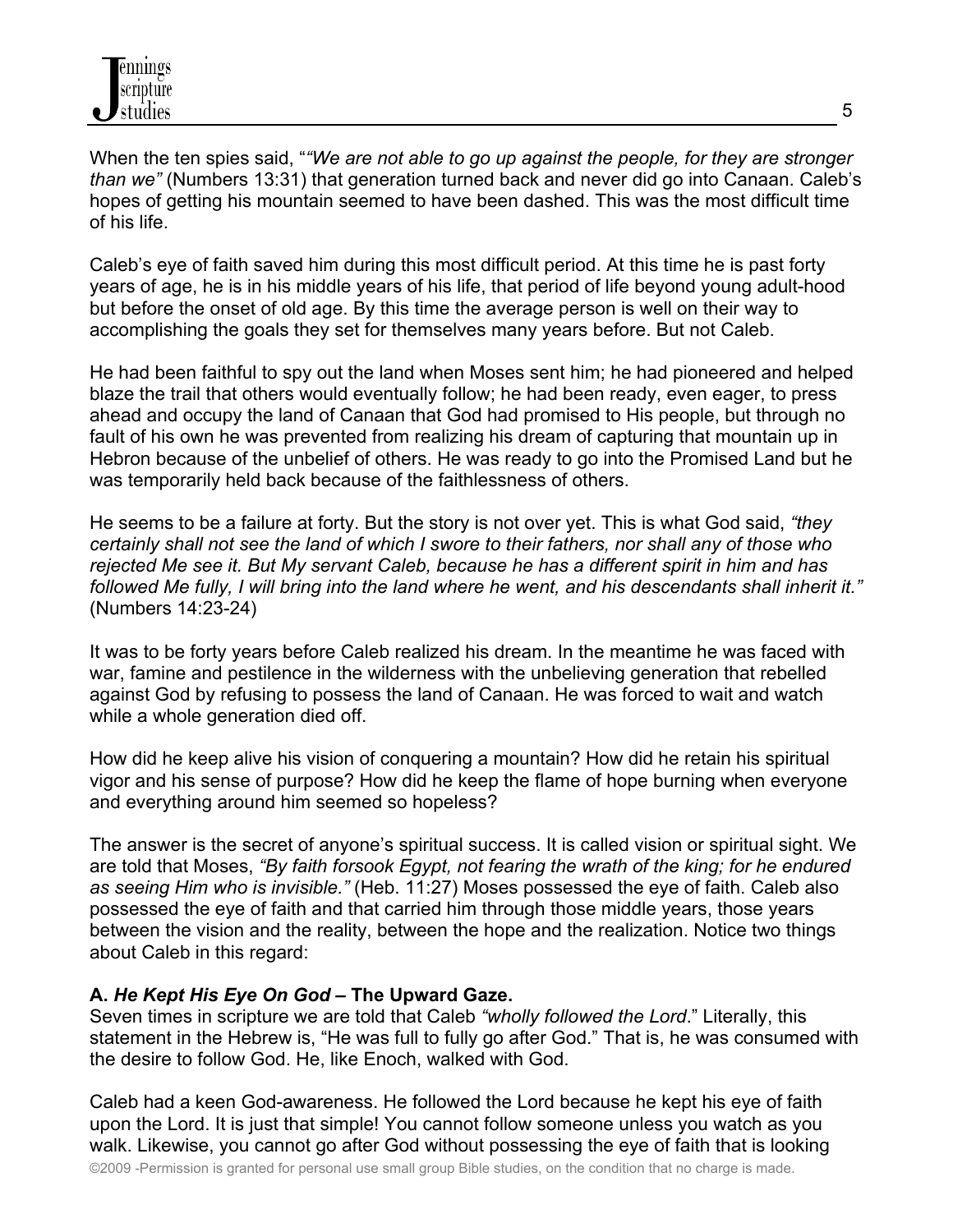When the ten spies said, "*"We are not able to go up against the people, for they are stronger than we"* (Numbers 13:31) that generation turned back and never did go into Canaan. Caleb's hopes of getting his mountain seemed to have been dashed. This was the most difficult time of his life.

Caleb's eye of faith saved him during this most difficult period. At this time he is past forty years of age, he is in his middle years of his life, that period of life beyond young adult-hood but before the onset of old age. By this time the average person is well on their way to accomplishing the goals they set for themselves many years before. But not Caleb.

He had been faithful to spy out the land when Moses sent him; he had pioneered and helped blaze the trail that others would eventually follow; he had been ready, even eager, to press ahead and occupy the land of Canaan that God had promised to His people, but through no fault of his own he was prevented from realizing his dream of capturing that mountain up in Hebron because of the unbelief of others. He was ready to go into the Promised Land but he was temporarily held back because of the faithlessness of others.

He seems to be a failure at forty. But the story is not over yet. This is what God said, *"they certainly shall not see the land of which I swore to their fathers, nor shall any of those who rejected Me see it. But My servant Caleb, because he has a different spirit in him and has followed Me fully, I will bring into the land where he went, and his descendants shall inherit it."* (Numbers 14:23-24)

It was to be forty years before Caleb realized his dream. In the meantime he was faced with war, famine and pestilence in the wilderness with the unbelieving generation that rebelled against God by refusing to possess the land of Canaan. He was forced to wait and watch while a whole generation died off.

How did he keep alive his vision of conquering a mountain? How did he retain his spiritual vigor and his sense of purpose? How did he keep the flame of hope burning when everyone and everything around him seemed so hopeless?

The answer is the secret of anyone's spiritual success. It is called vision or spiritual sight. We are told that Moses, *"By faith forsook Egypt, not fearing the wrath of the king; for he endured as seeing Him who is invisible."* (Heb. 11:27) Moses possessed the eye of faith. Caleb also possessed the eye of faith and that carried him through those middle years, those years between the vision and the reality, between the hope and the realization. Notice two things about Caleb in this regard:

**A. *He Kept His Eye On God* – The Upward Gaze.**

Seven times in scripture we are told that Caleb *"wholly followed the Lord*." Literally, this statement in the Hebrew is, "He was full to fully go after God." That is, he was consumed with the desire to follow God. He, like Enoch, walked with God.

Caleb had a keen God-awareness. He followed the Lord because he kept his eye of faith upon the Lord. It is just that simple! You cannot follow someone unless you watch as you walk. Likewise, you cannot go after God without possessing the eye of faith that is looking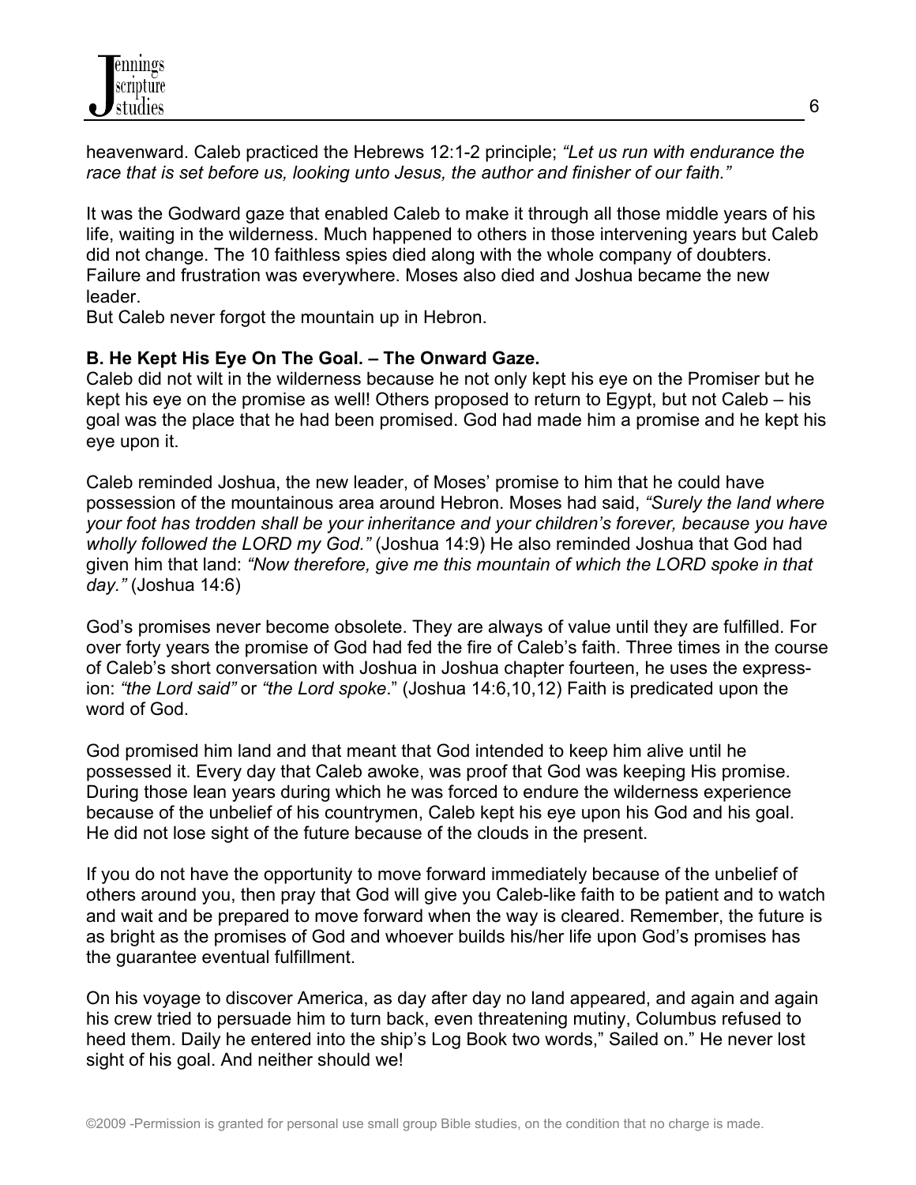heavenward. Caleb practiced the Hebrews 12:1-2 principle; *"Let us run with endurance the race that is set before us, looking unto Jesus, the author and finisher of our faith."*

It was the Godward gaze that enabled Caleb to make it through all those middle years of his life, waiting in the wilderness. Much happened to others in those intervening years but Caleb did not change. The 10 faithless spies died along with the whole company of doubters. Failure and frustration was everywhere. Moses also died and Joshua became the new leader.
But Caleb never forgot the mountain up in Hebron.

**B. He Kept His Eye On The Goal. – The Onward Gaze.**
Caleb did not wilt in the wilderness because he not only kept his eye on the Promiser but he kept his eye on the promise as well! Others proposed to return to Egypt, but not Caleb – his goal was the place that he had been promised. God had made him a promise and he kept his eye upon it.

Caleb reminded Joshua, the new leader, of Moses' promise to him that he could have possession of the mountainous area around Hebron. Moses had said, *"Surely the land where your foot has trodden shall be your inheritance and your children's forever, because you have wholly followed the LORD my God."* (Joshua 14:9) He also reminded Joshua that God had given him that land: *"Now therefore, give me this mountain of which the LORD spoke in that day."* (Joshua 14:6)

God's promises never become obsolete. They are always of value until they are fulfilled. For over forty years the promise of God had fed the fire of Caleb's faith. Three times in the course of Caleb's short conversation with Joshua in Joshua chapter fourteen, he uses the expression: *"the Lord said"* or *"the Lord spoke*." (Joshua 14:6,10,12) Faith is predicated upon the word of God.

God promised him land and that meant that God intended to keep him alive until he possessed it. Every day that Caleb awoke, was proof that God was keeping His promise. During those lean years during which he was forced to endure the wilderness experience because of the unbelief of his countrymen, Caleb kept his eye upon his God and his goal. He did not lose sight of the future because of the clouds in the present.

If you do not have the opportunity to move forward immediately because of the unbelief of others around you, then pray that God will give you Caleb-like faith to be patient and to watch and wait and be prepared to move forward when the way is cleared. Remember, the future is as bright as the promises of God and whoever builds his/her life upon God's promises has the guarantee eventual fulfillment.

On his voyage to discover America, as day after day no land appeared, and again and again his crew tried to persuade him to turn back, even threatening mutiny, Columbus refused to heed them. Daily he entered into the ship's Log Book two words," Sailed on." He never lost sight of his goal. And neither should we!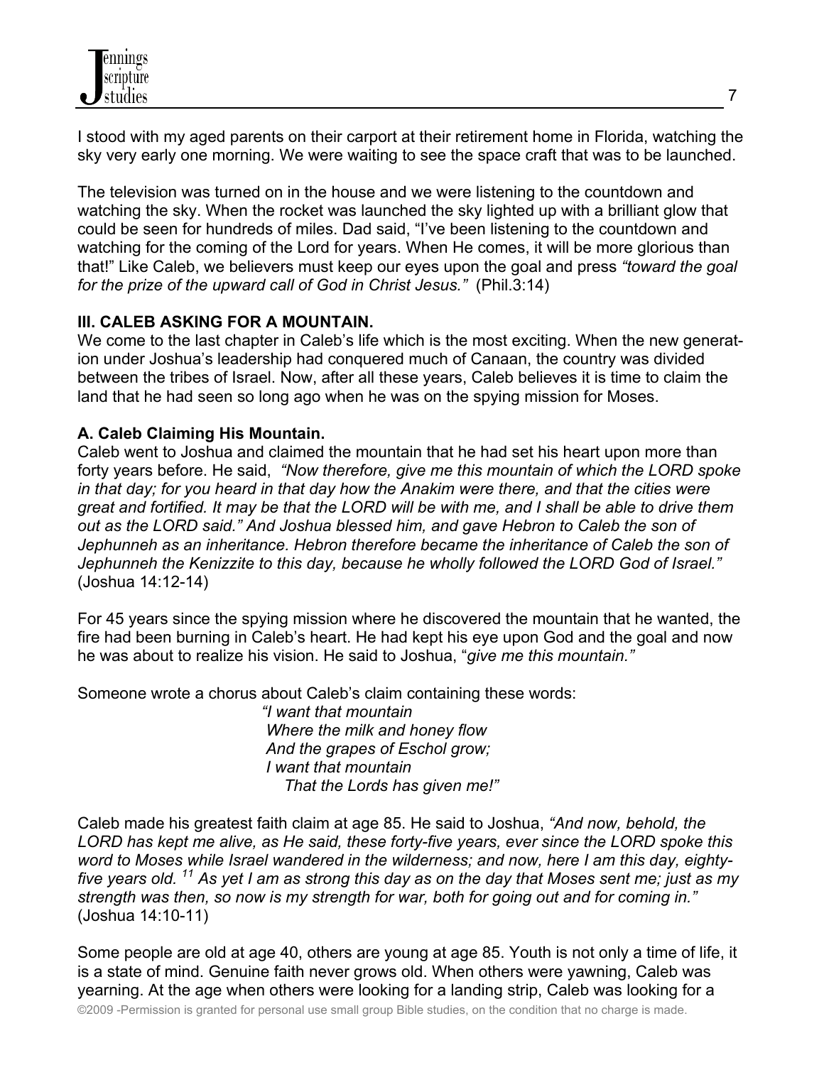I stood with my aged parents on their carport at their retirement home in Florida, watching the sky very early one morning. We were waiting to see the space craft that was to be launched.

The television was turned on in the house and we were listening to the countdown and watching the sky. When the rocket was launched the sky lighted up with a brilliant glow that could be seen for hundreds of miles. Dad said, "I've been listening to the countdown and watching for the coming of the Lord for years. When He comes, it will be more glorious than that!" Like Caleb, we believers must keep our eyes upon the goal and press *"toward the goal for the prize of the upward call of God in Christ Jesus."* (Phil.3:14)

**III. CALEB ASKING FOR A MOUNTAIN.**

We come to the last chapter in Caleb's life which is the most exciting. When the new generation under Joshua's leadership had conquered much of Canaan, the country was divided between the tribes of Israel. Now, after all these years, Caleb believes it is time to claim the land that he had seen so long ago when he was on the spying mission for Moses.

**A. Caleb Claiming His Mountain.**

Caleb went to Joshua and claimed the mountain that he had set his heart upon more than forty years before. He said, *"Now therefore, give me this mountain of which the LORD spoke in that day; for you heard in that day how the Anakim were there, and that the cities were great and fortified. It may be that the LORD will be with me, and I shall be able to drive them out as the LORD said." And Joshua blessed him, and gave Hebron to Caleb the son of Jephunneh as an inheritance. Hebron therefore became the inheritance of Caleb the son of Jephunneh the Kenizzite to this day, because he wholly followed the LORD God of Israel."* (Joshua 14:12-14)

For 45 years since the spying mission where he discovered the mountain that he wanted, the fire had been burning in Caleb's heart. He had kept his eye upon God and the goal and now he was about to realize his vision. He said to Joshua, "*give me this mountain."*

Someone wrote a chorus about Caleb's claim containing these words:

*"I want that mountain*
*Where the milk and honey flow*
*And the grapes of Eschol grow;*
*I want that mountain*
*That the Lords has given me!"*

Caleb made his greatest faith claim at age 85. He said to Joshua, *"And now, behold, the LORD has kept me alive, as He said, these forty-five years, ever since the LORD spoke this word to Moses while Israel wandered in the wilderness; and now, here I am this day, eighty-five years old. [11] As yet I am as strong this day as on the day that Moses sent me; just as my strength was then, so now is my strength for war, both for going out and for coming in."* (Joshua 14:10-11)

Some people are old at age 40, others are young at age 85. Youth is not only a time of life, it is a state of mind. Genuine faith never grows old. When others were yawning, Caleb was yearning. At the age when others were looking for a landing strip, Caleb was looking for a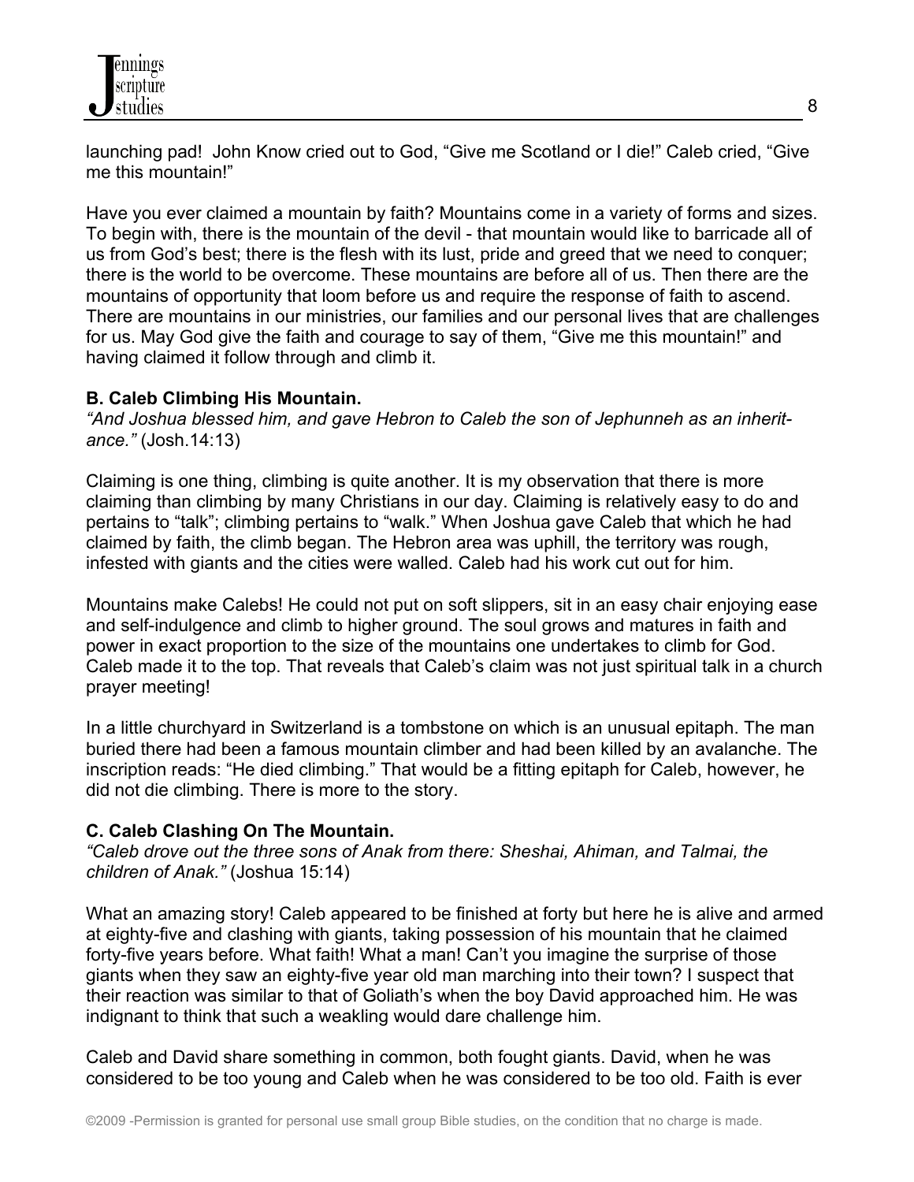launching pad! John Know cried out to God, "Give me Scotland or I die!" Caleb cried, "Give me this mountain!"

Have you ever claimed a mountain by faith? Mountains come in a variety of forms and sizes. To begin with, there is the mountain of the devil - that mountain would like to barricade all of us from God's best; there is the flesh with its lust, pride and greed that we need to conquer; there is the world to be overcome. These mountains are before all of us. Then there are the mountains of opportunity that loom before us and require the response of faith to ascend. There are mountains in our ministries, our families and our personal lives that are challenges for us. May God give the faith and courage to say of them, "Give me this mountain!" and having claimed it follow through and climb it.

**B. Caleb Climbing His Mountain.**

*"And Joshua blessed him, and gave Hebron to Caleb the son of Jephunneh as an inheritance."* (Josh.14:13)

Claiming is one thing, climbing is quite another. It is my observation that there is more claiming than climbing by many Christians in our day. Claiming is relatively easy to do and pertains to "talk"; climbing pertains to "walk." When Joshua gave Caleb that which he had claimed by faith, the climb began. The Hebron area was uphill, the territory was rough, infested with giants and the cities were walled. Caleb had his work cut out for him.

Mountains make Calebs! He could not put on soft slippers, sit in an easy chair enjoying ease and self-indulgence and climb to higher ground. The soul grows and matures in faith and power in exact proportion to the size of the mountains one undertakes to climb for God. Caleb made it to the top. That reveals that Caleb's claim was not just spiritual talk in a church prayer meeting!

In a little churchyard in Switzerland is a tombstone on which is an unusual epitaph. The man buried there had been a famous mountain climber and had been killed by an avalanche. The inscription reads: "He died climbing." That would be a fitting epitaph for Caleb, however, he did not die climbing. There is more to the story.

**C. Caleb Clashing On The Mountain.**

*"Caleb drove out the three sons of Anak from there: Sheshai, Ahiman, and Talmai, the children of Anak."* (Joshua 15:14)

What an amazing story! Caleb appeared to be finished at forty but here he is alive and armed at eighty-five and clashing with giants, taking possession of his mountain that he claimed forty-five years before. What faith! What a man! Can't you imagine the surprise of those giants when they saw an eighty-five year old man marching into their town? I suspect that their reaction was similar to that of Goliath's when the boy David approached him. He was indignant to think that such a weakling would dare challenge him.

Caleb and David share something in common, both fought giants. David, when he was considered to be too young and Caleb when he was considered to be too old. Faith is ever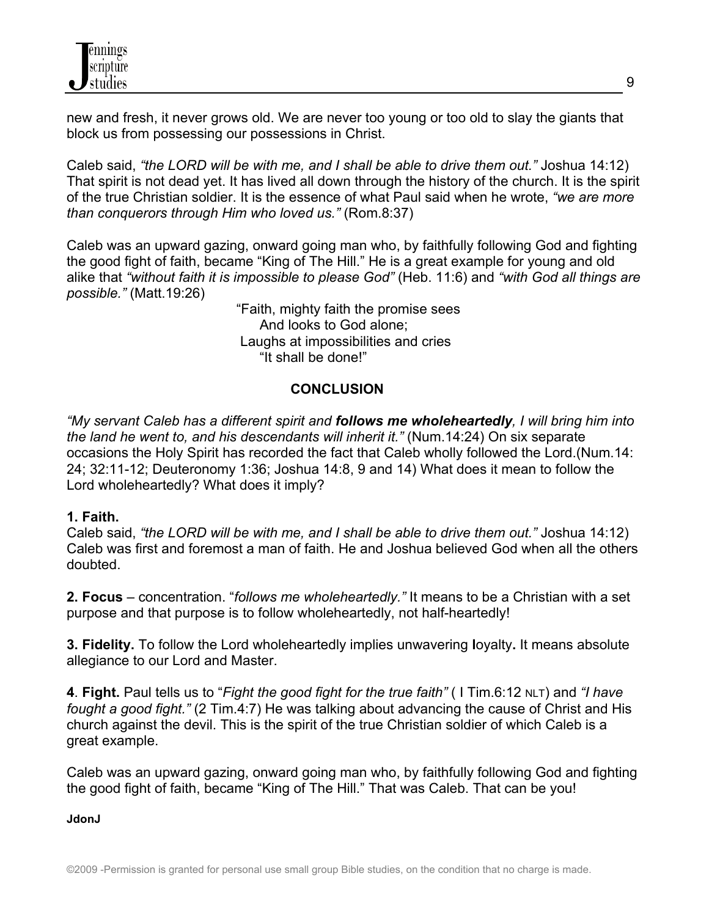new and fresh, it never grows old. We are never too young or too old to slay the giants that block us from possessing our possessions in Christ.

Caleb said, *"the LORD will be with me, and I shall be able to drive them out."* Joshua 14:12) That spirit is not dead yet. It has lived all down through the history of the church. It is the spirit of the true Christian soldier. It is the essence of what Paul said when he wrote, *"we are more than conquerors through Him who loved us."* (Rom.8:37)

Caleb was an upward gazing, onward going man who, by faithfully following God and fighting the good fight of faith, became "King of The Hill." He is a great example for young and old alike that *"without faith it is impossible to please God"* (Heb. 11:6) and *"with God all things are possible."* (Matt.19:26)

"Faith, mighty faith the promise sees  
And looks to God alone;  
Laughs at impossibilities and cries  
"It shall be done!"

## CONCLUSION

*"My servant Caleb has a different spirit and* ***follows me wholeheartedly****, I will bring him into the land he went to, and his descendants will inherit it."* (Num.14:24) On six separate occasions the Holy Spirit has recorded the fact that Caleb wholly followed the Lord.(Num.14: 24; 32:11-12; Deuteronomy 1:36; Joshua 14:8, 9 and 14) What does it mean to follow the Lord wholeheartedly? What does it imply?

**1. Faith.**
Caleb said, *"the LORD will be with me, and I shall be able to drive them out."* Joshua 14:12) Caleb was first and foremost a man of faith. He and Joshua believed God when all the others doubted.

**2. Focus** – concentration. "*follows me wholeheartedly."* It means to be a Christian with a set purpose and that purpose is to follow wholeheartedly, not half-heartedly!

**3. Fidelity.** To follow the Lord wholeheartedly implies unwavering loyalty**.** It means absolute allegiance to our Lord and Master.

**4**. **Fight.** Paul tells us to "*Fight the good fight for the true faith"* ( I Tim.6:12 NLT) and *"I have fought a good fight."* (2 Tim.4:7) He was talking about advancing the cause of Christ and His church against the devil. This is the spirit of the true Christian soldier of which Caleb is a great example.

Caleb was an upward gazing, onward going man who, by faithfully following God and fighting the good fight of faith, became "King of The Hill." That was Caleb. That can be you!

**JdonJ**

©2009 -Permission is granted for personal use small group Bible studies, on the condition that no charge is made.